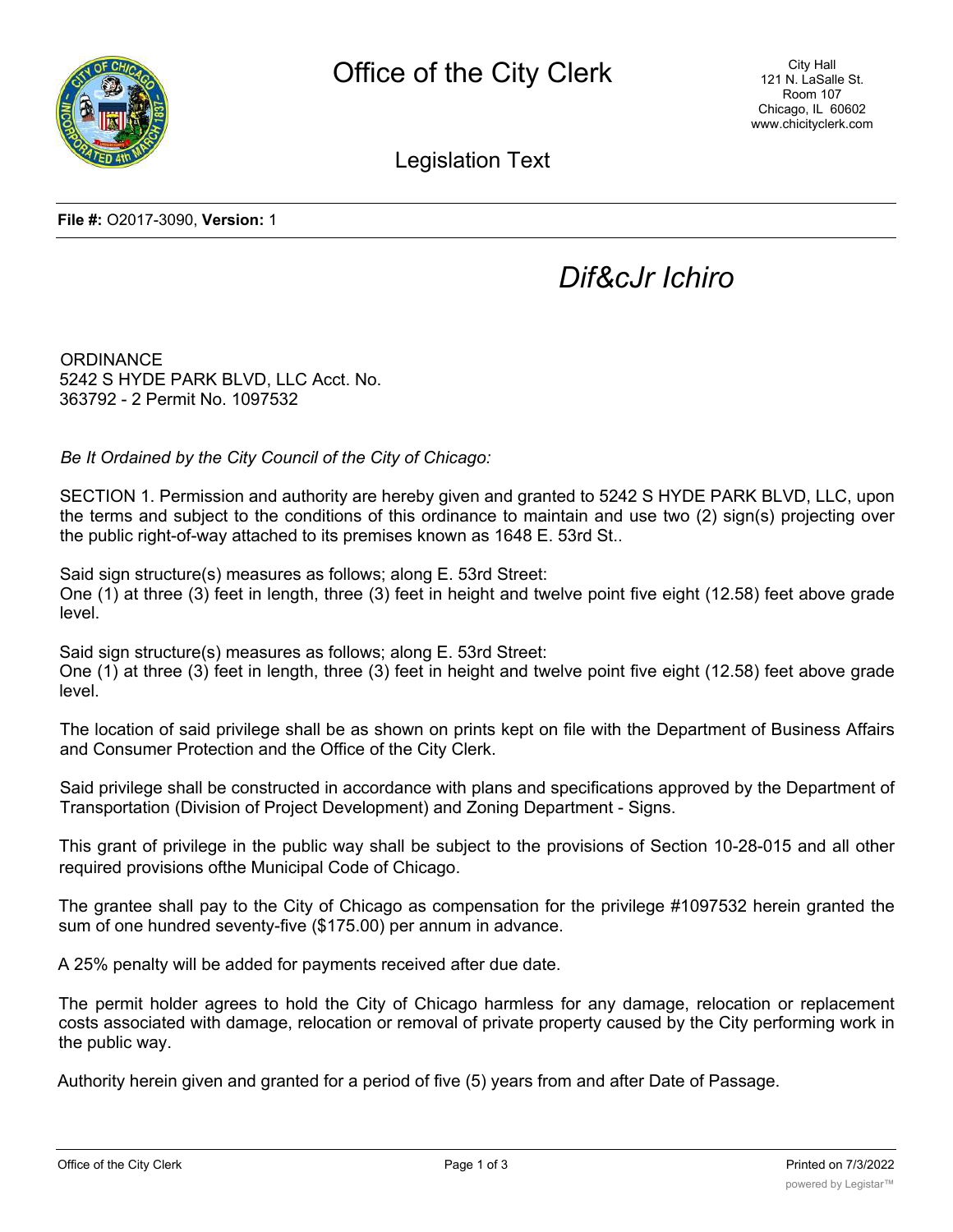Office of the City Clerk

City Hall
121 N. LaSalle St.
Room 107
Chicago, IL 60602
www.chicityclerk.com

Legislation Text

**File #:** O2017-3090, **Version:** 1

*Dif&cJr Ichiro*

ORDINANCE
5242 S HYDE PARK BLVD, LLC Acct. No.
363792 - 2 Permit No. 1097532

*Be It Ordained by the City Council of the City of Chicago:*

SECTION 1. Permission and authority are hereby given and granted to 5242 S HYDE PARK BLVD, LLC, upon the terms and subject to the conditions of this ordinance to maintain and use two (2) sign(s) projecting over the public right-of-way attached to its premises known as 1648 E. 53rd St..

Said sign structure(s) measures as follows; along E. 53rd Street:
One (1) at three (3) feet in length, three (3) feet in height and twelve point five eight (12.58) feet above grade level.

Said sign structure(s) measures as follows; along E. 53rd Street:
One (1) at three (3) feet in length, three (3) feet in height and twelve point five eight (12.58) feet above grade level.

The location of said privilege shall be as shown on prints kept on file with the Department of Business Affairs and Consumer Protection and the Office of the City Clerk.

Said privilege shall be constructed in accordance with plans and specifications approved by the Department of Transportation (Division of Project Development) and Zoning Department - Signs.

This grant of privilege in the public way shall be subject to the provisions of Section 10-28-015 and all other required provisions ofthe Municipal Code of Chicago.

The grantee shall pay to the City of Chicago as compensation for the privilege #1097532 herein granted the sum of one hundred seventy-five ($175.00) per annum in advance.

A 25% penalty will be added for payments received after due date.

The permit holder agrees to hold the City of Chicago harmless for any damage, relocation or replacement costs associated with damage, relocation or removal of private property caused by the City performing work in the public way.

Authority herein given and granted for a period of five (5) years from and after Date of Passage.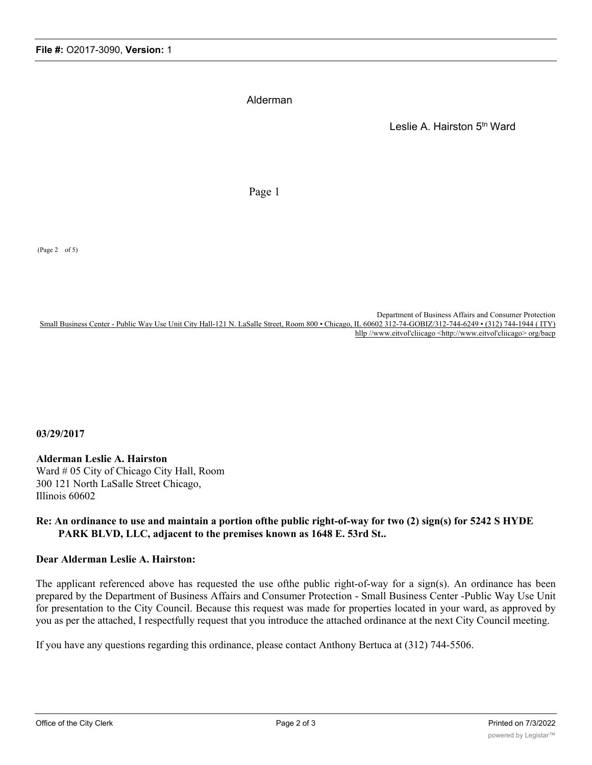**File #:** O2017-3090, **Version:** 1

Alderman

Leslie A. Hairston 5[tn] Ward

Page 1

(Page 2 of 5)

Department of Business Affairs and Consumer Protection
Small Business Center - Public Way Use Unit City Hall-121 N. LaSalle Street, Room 800 • Chicago, IL 60602 312-74-GOBIZ/312-744-6249 • (312) 744-1944 ( ITY)
hllp //www.eitvol'cliicago <http://www.eitvol'cliicago> org/bacp

**03/29/2017**

**Alderman Leslie A. Hairston**
Ward # 05 City of Chicago City Hall, Room
300 121 North LaSalle Street Chicago,
Illinois 60602

**Re: An ordinance to use and maintain a portion ofthe public right-of-way for two (2) sign(s) for 5242 S HYDE PARK BLVD, LLC, adjacent to the premises known as 1648 E. 53rd St..**

**Dear Alderman Leslie A. Hairston:**

The applicant referenced above has requested the use ofthe public right-of-way for a sign(s). An ordinance has been prepared by the Department of Business Affairs and Consumer Protection - Small Business Center -Public Way Use Unit for presentation to the City Council. Because this request was made for properties located in your ward, as approved by you as per the attached, I respectfully request that you introduce the attached ordinance at the next City Council meeting.

If you have any questions regarding this ordinance, please contact Anthony Bertuca at (312) 744-5506.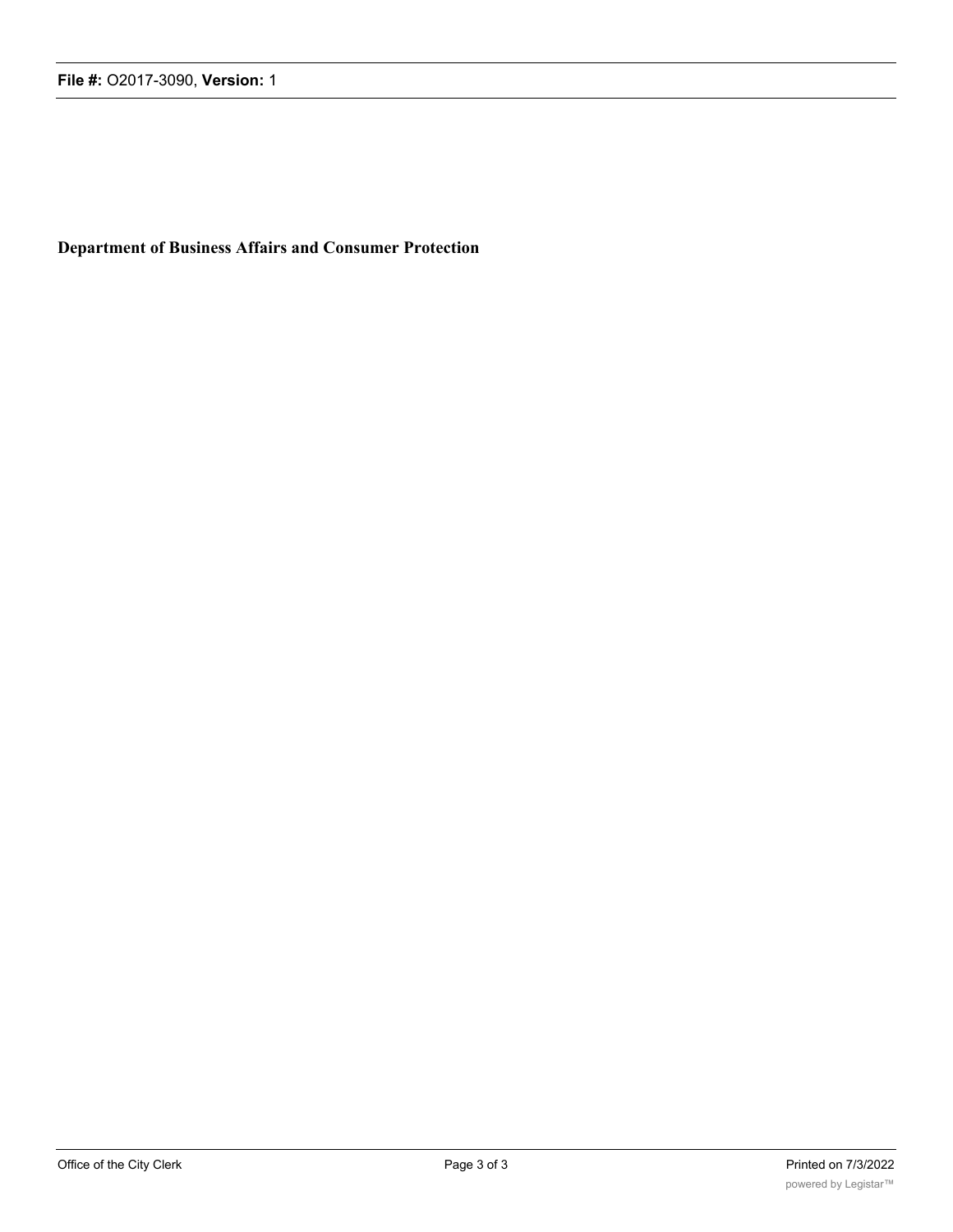**Department of Business Affairs and Consumer Protection**